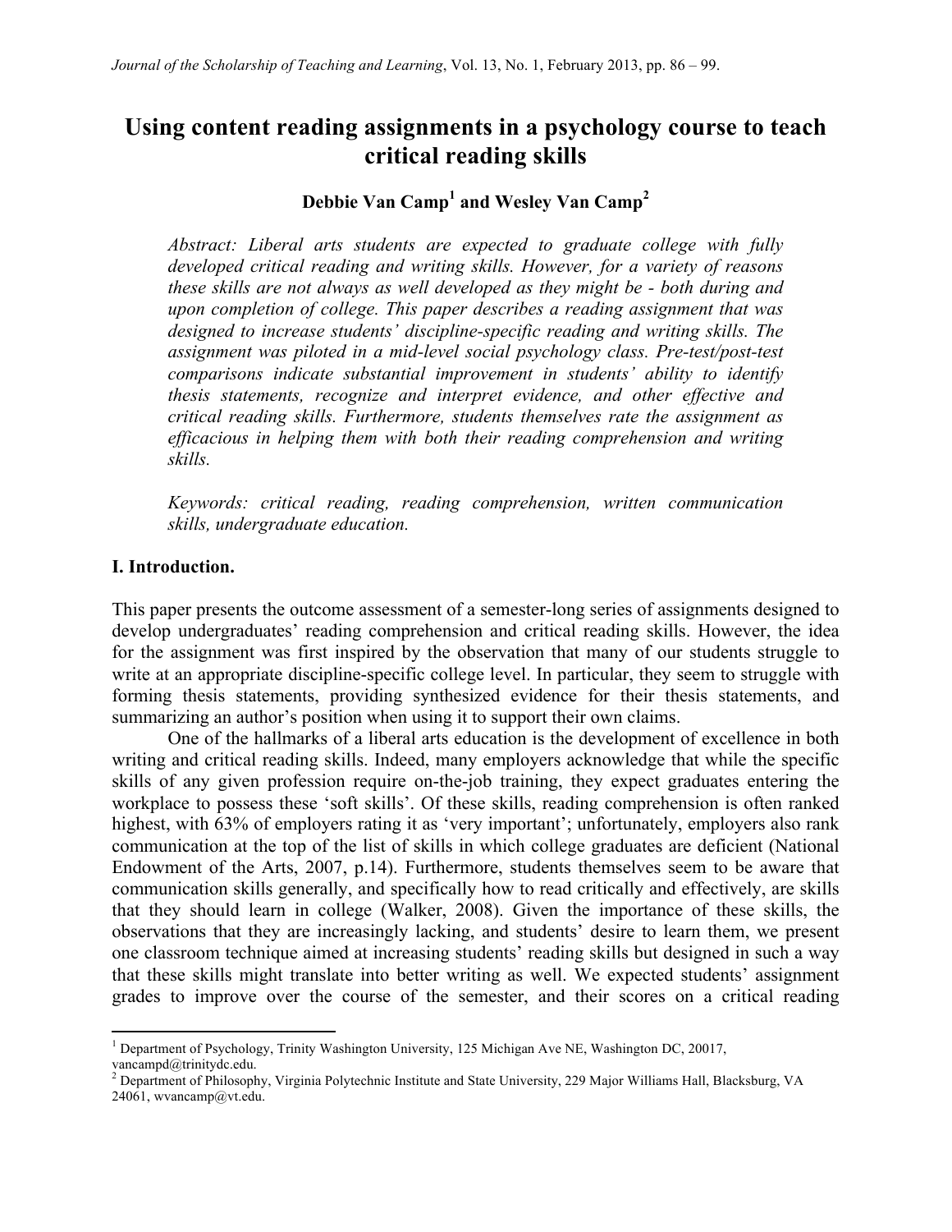# Using content reading assignments in a psychology course to teach critical reading skills

**Debbie Van Camp[1] and Wesley Van Camp[2]**

*Abstract: Liberal arts students are expected to graduate college with fully developed critical reading and writing skills. However, for a variety of reasons these skills are not always as well developed as they might be - both during and upon completion of college. This paper describes a reading assignment that was designed to increase students' discipline-specific reading and writing skills. The assignment was piloted in a mid-level social psychology class. Pre-test/post-test comparisons indicate substantial improvement in students' ability to identify thesis statements, recognize and interpret evidence, and other effective and critical reading skills. Furthermore, students themselves rate the assignment as efficacious in helping them with both their reading comprehension and writing skills.*

*Keywords: critical reading, reading comprehension, written communication skills, undergraduate education.*

## I. Introduction.

This paper presents the outcome assessment of a semester-long series of assignments designed to develop undergraduates' reading comprehension and critical reading skills. However, the idea for the assignment was first inspired by the observation that many of our students struggle to write at an appropriate discipline-specific college level. In particular, they seem to struggle with forming thesis statements, providing synthesized evidence for their thesis statements, and summarizing an author's position when using it to support their own claims.

One of the hallmarks of a liberal arts education is the development of excellence in both writing and critical reading skills. Indeed, many employers acknowledge that while the specific skills of any given profession require on-the-job training, they expect graduates entering the workplace to possess these 'soft skills'. Of these skills, reading comprehension is often ranked highest, with 63% of employers rating it as 'very important'; unfortunately, employers also rank communication at the top of the list of skills in which college graduates are deficient (National Endowment of the Arts, 2007, p.14). Furthermore, students themselves seem to be aware that communication skills generally, and specifically how to read critically and effectively, are skills that they should learn in college (Walker, 2008). Given the importance of these skills, the observations that they are increasingly lacking, and students' desire to learn them, we present one classroom technique aimed at increasing students' reading skills but designed in such a way that these skills might translate into better writing as well. We expected students' assignment grades to improve over the course of the semester, and their scores on a critical reading

---

[1] Department of Psychology, Trinity Washington University, 125 Michigan Ave NE, Washington DC, 20017, vancampd@trinitydc.edu.

[2] Department of Philosophy, Virginia Polytechnic Institute and State University, 229 Major Williams Hall, Blacksburg, VA 24061, wvancamp@vt.edu.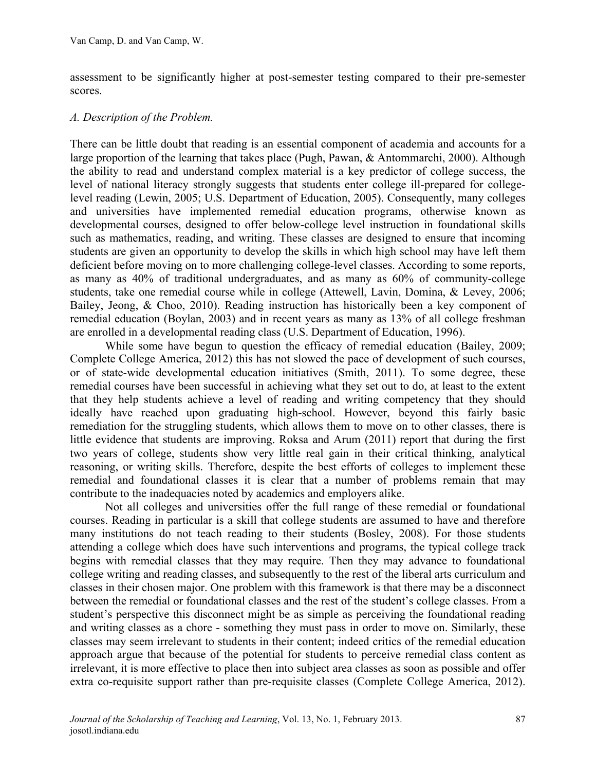assessment to be significantly higher at post-semester testing compared to their pre-semester scores.

### *A. Description of the Problem.*

There can be little doubt that reading is an essential component of academia and accounts for a large proportion of the learning that takes place (Pugh, Pawan, & Antommarchi, 2000). Although the ability to read and understand complex material is a key predictor of college success, the level of national literacy strongly suggests that students enter college ill-prepared for college-level reading (Lewin, 2005; U.S. Department of Education, 2005). Consequently, many colleges and universities have implemented remedial education programs, otherwise known as developmental courses, designed to offer below-college level instruction in foundational skills such as mathematics, reading, and writing. These classes are designed to ensure that incoming students are given an opportunity to develop the skills in which high school may have left them deficient before moving on to more challenging college-level classes. According to some reports, as many as 40% of traditional undergraduates, and as many as 60% of community-college students, take one remedial course while in college (Attewell, Lavin, Domina, & Levey, 2006; Bailey, Jeong, & Choo, 2010). Reading instruction has historically been a key component of remedial education (Boylan, 2003) and in recent years as many as 13% of all college freshman are enrolled in a developmental reading class (U.S. Department of Education, 1996).

While some have begun to question the efficacy of remedial education (Bailey, 2009; Complete College America, 2012) this has not slowed the pace of development of such courses, or of state-wide developmental education initiatives (Smith, 2011). To some degree, these remedial courses have been successful in achieving what they set out to do, at least to the extent that they help students achieve a level of reading and writing competency that they should ideally have reached upon graduating high-school. However, beyond this fairly basic remediation for the struggling students, which allows them to move on to other classes, there is little evidence that students are improving. Roksa and Arum (2011) report that during the first two years of college, students show very little real gain in their critical thinking, analytical reasoning, or writing skills. Therefore, despite the best efforts of colleges to implement these remedial and foundational classes it is clear that a number of problems remain that may contribute to the inadequacies noted by academics and employers alike.

Not all colleges and universities offer the full range of these remedial or foundational courses. Reading in particular is a skill that college students are assumed to have and therefore many institutions do not teach reading to their students (Bosley, 2008). For those students attending a college which does have such interventions and programs, the typical college track begins with remedial classes that they may require. Then they may advance to foundational college writing and reading classes, and subsequently to the rest of the liberal arts curriculum and classes in their chosen major. One problem with this framework is that there may be a disconnect between the remedial or foundational classes and the rest of the student's college classes. From a student's perspective this disconnect might be as simple as perceiving the foundational reading and writing classes as a chore - something they must pass in order to move on. Similarly, these classes may seem irrelevant to students in their content; indeed critics of the remedial education approach argue that because of the potential for students to perceive remedial class content as irrelevant, it is more effective to place then into subject area classes as soon as possible and offer extra co-requisite support rather than pre-requisite classes (Complete College America, 2012).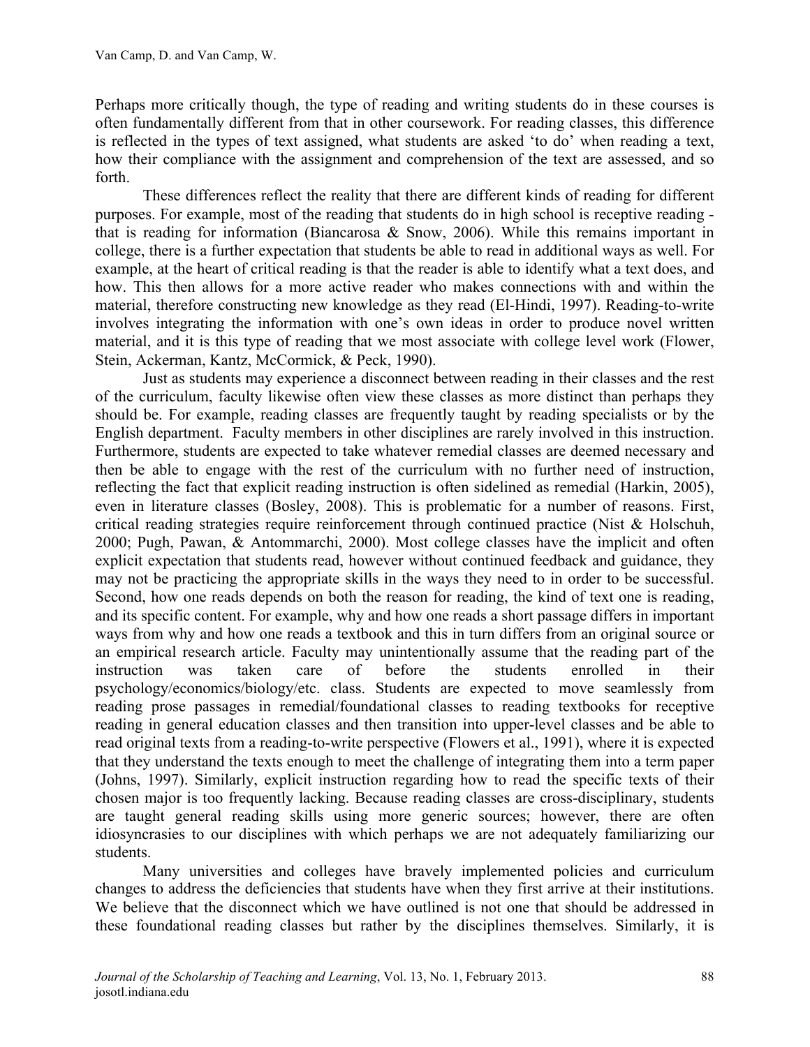Perhaps more critically though, the type of reading and writing students do in these courses is often fundamentally different from that in other coursework. For reading classes, this difference is reflected in the types of text assigned, what students are asked 'to do' when reading a text, how their compliance with the assignment and comprehension of the text are assessed, and so forth.

These differences reflect the reality that there are different kinds of reading for different purposes. For example, most of the reading that students do in high school is receptive reading - that is reading for information (Biancarosa & Snow, 2006). While this remains important in college, there is a further expectation that students be able to read in additional ways as well. For example, at the heart of critical reading is that the reader is able to identify what a text does, and how. This then allows for a more active reader who makes connections with and within the material, therefore constructing new knowledge as they read (El-Hindi, 1997). Reading-to-write involves integrating the information with one's own ideas in order to produce novel written material, and it is this type of reading that we most associate with college level work (Flower, Stein, Ackerman, Kantz, McCormick, & Peck, 1990).

Just as students may experience a disconnect between reading in their classes and the rest of the curriculum, faculty likewise often view these classes as more distinct than perhaps they should be. For example, reading classes are frequently taught by reading specialists or by the English department. Faculty members in other disciplines are rarely involved in this instruction. Furthermore, students are expected to take whatever remedial classes are deemed necessary and then be able to engage with the rest of the curriculum with no further need of instruction, reflecting the fact that explicit reading instruction is often sidelined as remedial (Harkin, 2005), even in literature classes (Bosley, 2008). This is problematic for a number of reasons. First, critical reading strategies require reinforcement through continued practice (Nist & Holschuh, 2000; Pugh, Pawan, & Antommarchi, 2000). Most college classes have the implicit and often explicit expectation that students read, however without continued feedback and guidance, they may not be practicing the appropriate skills in the ways they need to in order to be successful. Second, how one reads depends on both the reason for reading, the kind of text one is reading, and its specific content. For example, why and how one reads a short passage differs in important ways from why and how one reads a textbook and this in turn differs from an original source or an empirical research article. Faculty may unintentionally assume that the reading part of the instruction was taken care of before the students enrolled in their psychology/economics/biology/etc. class. Students are expected to move seamlessly from reading prose passages in remedial/foundational classes to reading textbooks for receptive reading in general education classes and then transition into upper-level classes and be able to read original texts from a reading-to-write perspective (Flowers et al., 1991), where it is expected that they understand the texts enough to meet the challenge of integrating them into a term paper (Johns, 1997). Similarly, explicit instruction regarding how to read the specific texts of their chosen major is too frequently lacking. Because reading classes are cross-disciplinary, students are taught general reading skills using more generic sources; however, there are often idiosyncrasies to our disciplines with which perhaps we are not adequately familiarizing our students.

Many universities and colleges have bravely implemented policies and curriculum changes to address the deficiencies that students have when they first arrive at their institutions. We believe that the disconnect which we have outlined is not one that should be addressed in these foundational reading classes but rather by the disciplines themselves. Similarly, it is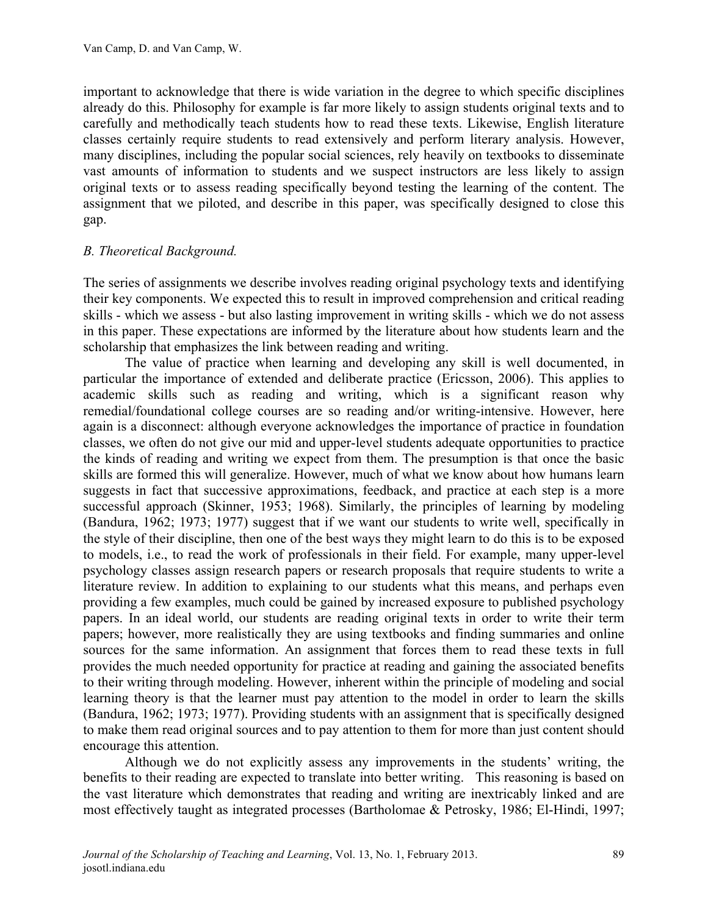important to acknowledge that there is wide variation in the degree to which specific disciplines already do this. Philosophy for example is far more likely to assign students original texts and to carefully and methodically teach students how to read these texts. Likewise, English literature classes certainly require students to read extensively and perform literary analysis. However, many disciplines, including the popular social sciences, rely heavily on textbooks to disseminate vast amounts of information to students and we suspect instructors are less likely to assign original texts or to assess reading specifically beyond testing the learning of the content. The assignment that we piloted, and describe in this paper, was specifically designed to close this gap.

### *B. Theoretical Background.*

The series of assignments we describe involves reading original psychology texts and identifying their key components. We expected this to result in improved comprehension and critical reading skills - which we assess - but also lasting improvement in writing skills - which we do not assess in this paper. These expectations are informed by the literature about how students learn and the scholarship that emphasizes the link between reading and writing.

The value of practice when learning and developing any skill is well documented, in particular the importance of extended and deliberate practice (Ericsson, 2006). This applies to academic skills such as reading and writing, which is a significant reason why remedial/foundational college courses are so reading and/or writing-intensive. However, here again is a disconnect: although everyone acknowledges the importance of practice in foundation classes, we often do not give our mid and upper-level students adequate opportunities to practice the kinds of reading and writing we expect from them. The presumption is that once the basic skills are formed this will generalize. However, much of what we know about how humans learn suggests in fact that successive approximations, feedback, and practice at each step is a more successful approach (Skinner, 1953; 1968). Similarly, the principles of learning by modeling (Bandura, 1962; 1973; 1977) suggest that if we want our students to write well, specifically in the style of their discipline, then one of the best ways they might learn to do this is to be exposed to models, i.e., to read the work of professionals in their field. For example, many upper-level psychology classes assign research papers or research proposals that require students to write a literature review. In addition to explaining to our students what this means, and perhaps even providing a few examples, much could be gained by increased exposure to published psychology papers. In an ideal world, our students are reading original texts in order to write their term papers; however, more realistically they are using textbooks and finding summaries and online sources for the same information. An assignment that forces them to read these texts in full provides the much needed opportunity for practice at reading and gaining the associated benefits to their writing through modeling. However, inherent within the principle of modeling and social learning theory is that the learner must pay attention to the model in order to learn the skills (Bandura, 1962; 1973; 1977). Providing students with an assignment that is specifically designed to make them read original sources and to pay attention to them for more than just content should encourage this attention.

Although we do not explicitly assess any improvements in the students' writing, the benefits to their reading are expected to translate into better writing. This reasoning is based on the vast literature which demonstrates that reading and writing are inextricably linked and are most effectively taught as integrated processes (Bartholomae & Petrosky, 1986; El-Hindi, 1997;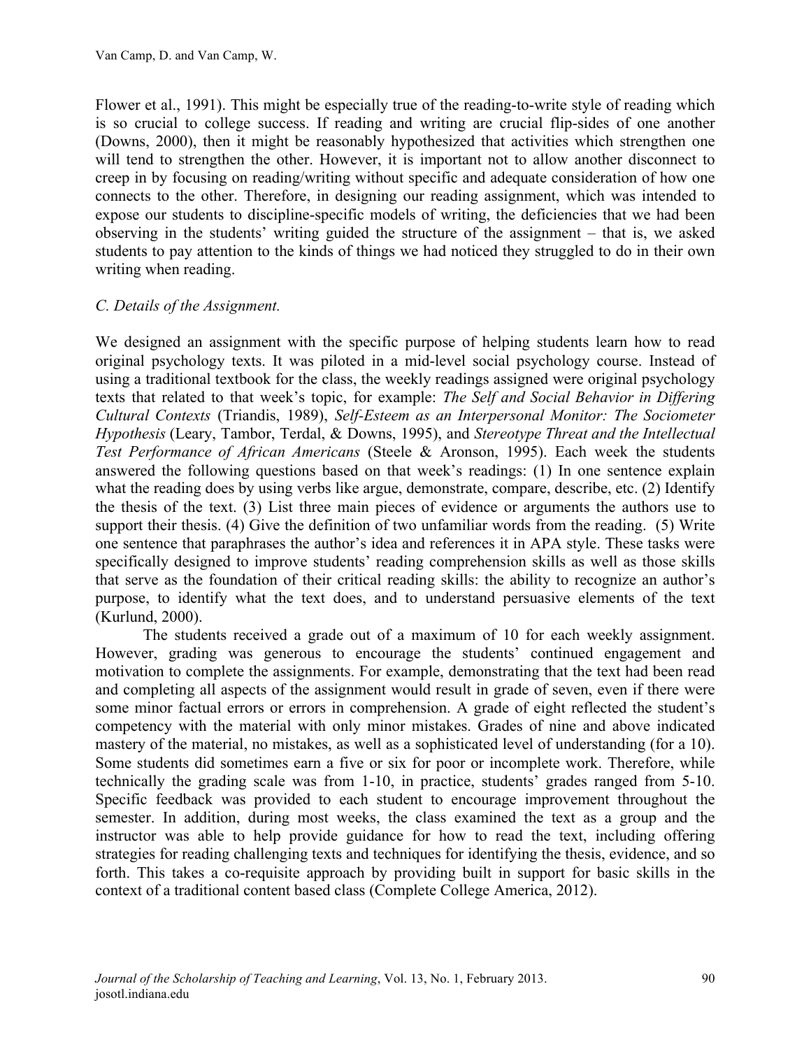Flower et al., 1991). This might be especially true of the reading-to-write style of reading which is so crucial to college success. If reading and writing are crucial flip-sides of one another (Downs, 2000), then it might be reasonably hypothesized that activities which strengthen one will tend to strengthen the other. However, it is important not to allow another disconnect to creep in by focusing on reading/writing without specific and adequate consideration of how one connects to the other. Therefore, in designing our reading assignment, which was intended to expose our students to discipline-specific models of writing, the deficiencies that we had been observing in the students' writing guided the structure of the assignment – that is, we asked students to pay attention to the kinds of things we had noticed they struggled to do in their own writing when reading.

### *C. Details of the Assignment.*

We designed an assignment with the specific purpose of helping students learn how to read original psychology texts. It was piloted in a mid-level social psychology course. Instead of using a traditional textbook for the class, the weekly readings assigned were original psychology texts that related to that week's topic, for example: *The Self and Social Behavior in Differing Cultural Contexts* (Triandis, 1989), *Self-Esteem as an Interpersonal Monitor: The Sociometer Hypothesis* (Leary, Tambor, Terdal, & Downs, 1995), and *Stereotype Threat and the Intellectual Test Performance of African Americans* (Steele & Aronson, 1995). Each week the students answered the following questions based on that week's readings: (1) In one sentence explain what the reading does by using verbs like argue, demonstrate, compare, describe, etc. (2) Identify the thesis of the text. (3) List three main pieces of evidence or arguments the authors use to support their thesis. (4) Give the definition of two unfamiliar words from the reading. (5) Write one sentence that paraphrases the author's idea and references it in APA style. These tasks were specifically designed to improve students' reading comprehension skills as well as those skills that serve as the foundation of their critical reading skills: the ability to recognize an author's purpose, to identify what the text does, and to understand persuasive elements of the text (Kurlund, 2000).

The students received a grade out of a maximum of 10 for each weekly assignment. However, grading was generous to encourage the students' continued engagement and motivation to complete the assignments. For example, demonstrating that the text had been read and completing all aspects of the assignment would result in grade of seven, even if there were some minor factual errors or errors in comprehension. A grade of eight reflected the student's competency with the material with only minor mistakes. Grades of nine and above indicated mastery of the material, no mistakes, as well as a sophisticated level of understanding (for a 10). Some students did sometimes earn a five or six for poor or incomplete work. Therefore, while technically the grading scale was from 1-10, in practice, students' grades ranged from 5-10. Specific feedback was provided to each student to encourage improvement throughout the semester. In addition, during most weeks, the class examined the text as a group and the instructor was able to help provide guidance for how to read the text, including offering strategies for reading challenging texts and techniques for identifying the thesis, evidence, and so forth. This takes a co-requisite approach by providing built in support for basic skills in the context of a traditional content based class (Complete College America, 2012).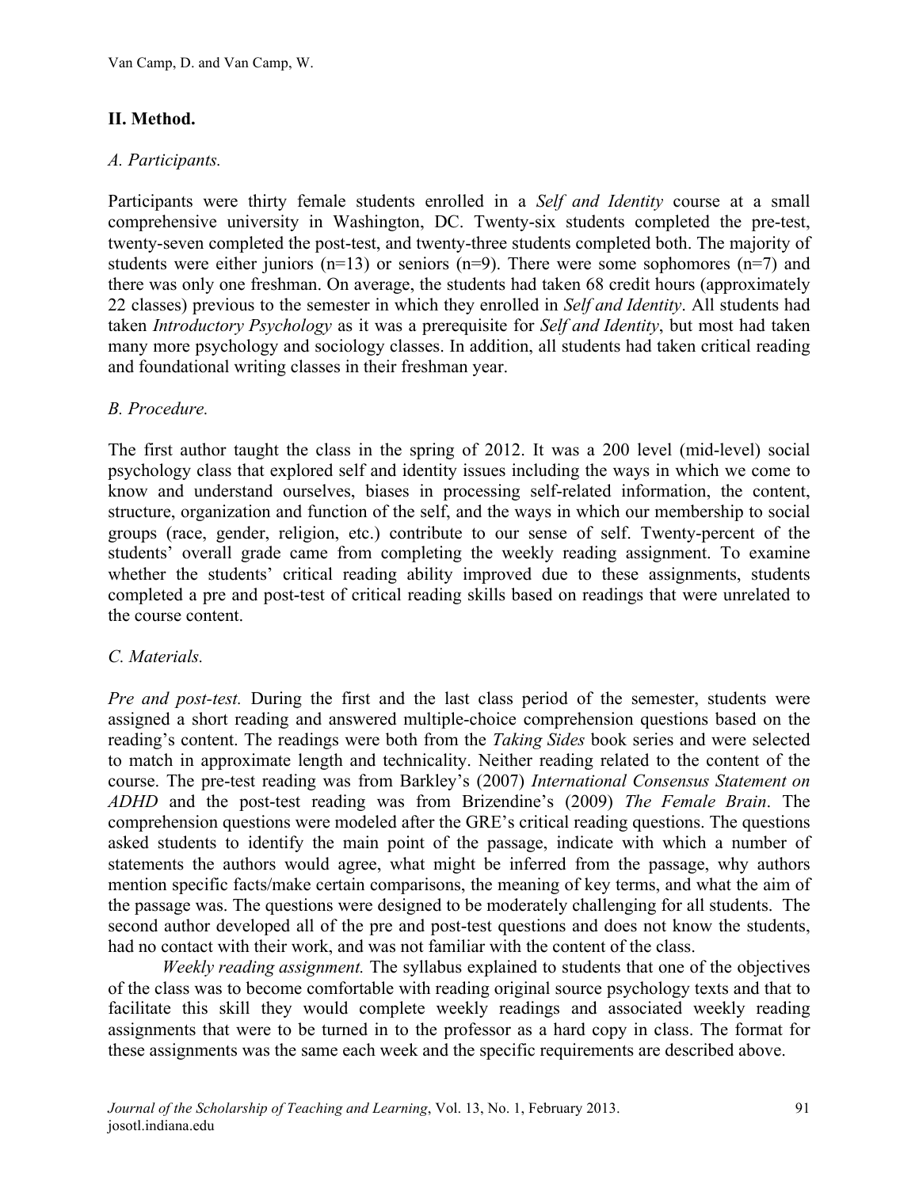## II. Method.

### *A. Participants.*

Participants were thirty female students enrolled in a *Self and Identity* course at a small comprehensive university in Washington, DC. Twenty-six students completed the pre-test, twenty-seven completed the post-test, and twenty-three students completed both. The majority of students were either juniors (n=13) or seniors (n=9). There were some sophomores (n=7) and there was only one freshman. On average, the students had taken 68 credit hours (approximately 22 classes) previous to the semester in which they enrolled in *Self and Identity*. All students had taken *Introductory Psychology* as it was a prerequisite for *Self and Identity*, but most had taken many more psychology and sociology classes. In addition, all students had taken critical reading and foundational writing classes in their freshman year.

### *B. Procedure.*

The first author taught the class in the spring of 2012. It was a 200 level (mid-level) social psychology class that explored self and identity issues including the ways in which we come to know and understand ourselves, biases in processing self-related information, the content, structure, organization and function of the self, and the ways in which our membership to social groups (race, gender, religion, etc.) contribute to our sense of self. Twenty-percent of the students' overall grade came from completing the weekly reading assignment. To examine whether the students' critical reading ability improved due to these assignments, students completed a pre and post-test of critical reading skills based on readings that were unrelated to the course content.

### *C. Materials.*

*Pre and post-test.* During the first and the last class period of the semester, students were assigned a short reading and answered multiple-choice comprehension questions based on the reading's content. The readings were both from the *Taking Sides* book series and were selected to match in approximate length and technicality. Neither reading related to the content of the course. The pre-test reading was from Barkley's (2007) *International Consensus Statement on ADHD* and the post-test reading was from Brizendine's (2009) *The Female Brain*. The comprehension questions were modeled after the GRE's critical reading questions. The questions asked students to identify the main point of the passage, indicate with which a number of statements the authors would agree, what might be inferred from the passage, why authors mention specific facts/make certain comparisons, the meaning of key terms, and what the aim of the passage was. The questions were designed to be moderately challenging for all students. The second author developed all of the pre and post-test questions and does not know the students, had no contact with their work, and was not familiar with the content of the class.

*Weekly reading assignment.* The syllabus explained to students that one of the objectives of the class was to become comfortable with reading original source psychology texts and that to facilitate this skill they would complete weekly readings and associated weekly reading assignments that were to be turned in to the professor as a hard copy in class. The format for these assignments was the same each week and the specific requirements are described above.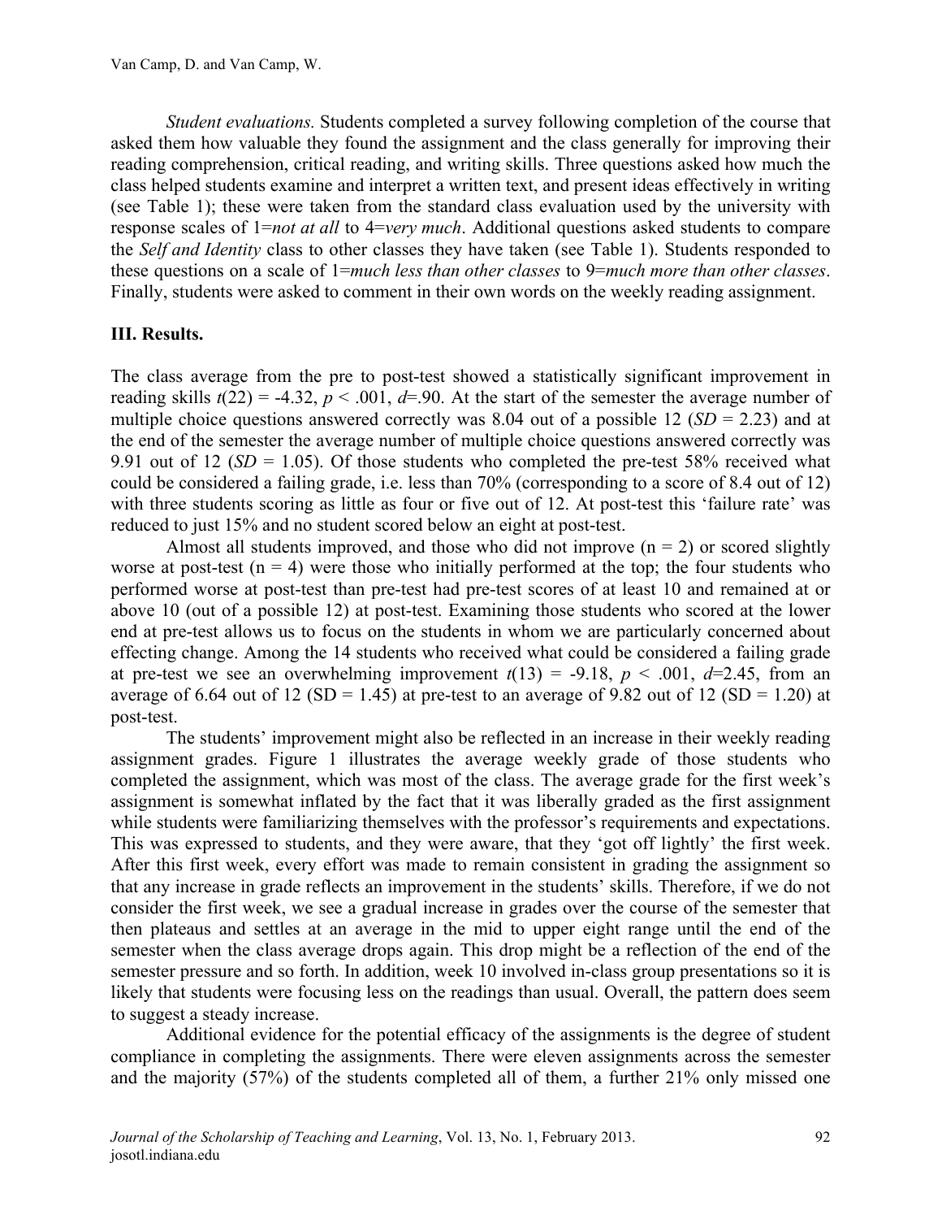*Student evaluations.* Students completed a survey following completion of the course that asked them how valuable they found the assignment and the class generally for improving their reading comprehension, critical reading, and writing skills. Three questions asked how much the class helped students examine and interpret a written text, and present ideas effectively in writing (see Table 1); these were taken from the standard class evaluation used by the university with response scales of 1=*not at all* to 4=*very much*. Additional questions asked students to compare the *Self and Identity* class to other classes they have taken (see Table 1). Students responded to these questions on a scale of 1=*much less than other classes* to 9=*much more than other classes*. Finally, students were asked to comment in their own words on the weekly reading assignment.

## III. Results.

The class average from the pre to post-test showed a statistically significant improvement in reading skills $t(22) = -4.32$, $p < .001$, $d=.90$. At the start of the semester the average number of multiple choice questions answered correctly was 8.04 out of a possible 12 ($SD = 2.23$) and at the end of the semester the average number of multiple choice questions answered correctly was 9.91 out of 12 ($SD = 1.05$). Of those students who completed the pre-test 58% received what could be considered a failing grade, i.e. less than 70% (corresponding to a score of 8.4 out of 12) with three students scoring as little as four or five out of 12. At post-test this 'failure rate' was reduced to just 15% and no student scored below an eight at post-test.

Almost all students improved, and those who did not improve (n = 2) or scored slightly worse at post-test (n = 4) were those who initially performed at the top; the four students who performed worse at post-test than pre-test had pre-test scores of at least 10 and remained at or above 10 (out of a possible 12) at post-test. Examining those students who scored at the lower end at pre-test allows us to focus on the students in whom we are particularly concerned about effecting change. Among the 14 students who received what could be considered a failing grade at pre-test we see an overwhelming improvement $t(13) = -9.18$, $p < .001$, $d=2.45$, from an average of 6.64 out of 12 (SD = 1.45) at pre-test to an average of 9.82 out of 12 (SD = 1.20) at post-test.

The students' improvement might also be reflected in an increase in their weekly reading assignment grades. Figure 1 illustrates the average weekly grade of those students who completed the assignment, which was most of the class. The average grade for the first week's assignment is somewhat inflated by the fact that it was liberally graded as the first assignment while students were familiarizing themselves with the professor's requirements and expectations. This was expressed to students, and they were aware, that they 'got off lightly' the first week. After this first week, every effort was made to remain consistent in grading the assignment so that any increase in grade reflects an improvement in the students' skills. Therefore, if we do not consider the first week, we see a gradual increase in grades over the course of the semester that then plateaus and settles at an average in the mid to upper eight range until the end of the semester when the class average drops again. This drop might be a reflection of the end of the semester pressure and so forth. In addition, week 10 involved in-class group presentations so it is likely that students were focusing less on the readings than usual. Overall, the pattern does seem to suggest a steady increase.

Additional evidence for the potential efficacy of the assignments is the degree of student compliance in completing the assignments. There were eleven assignments across the semester and the majority (57%) of the students completed all of them, a further 21% only missed one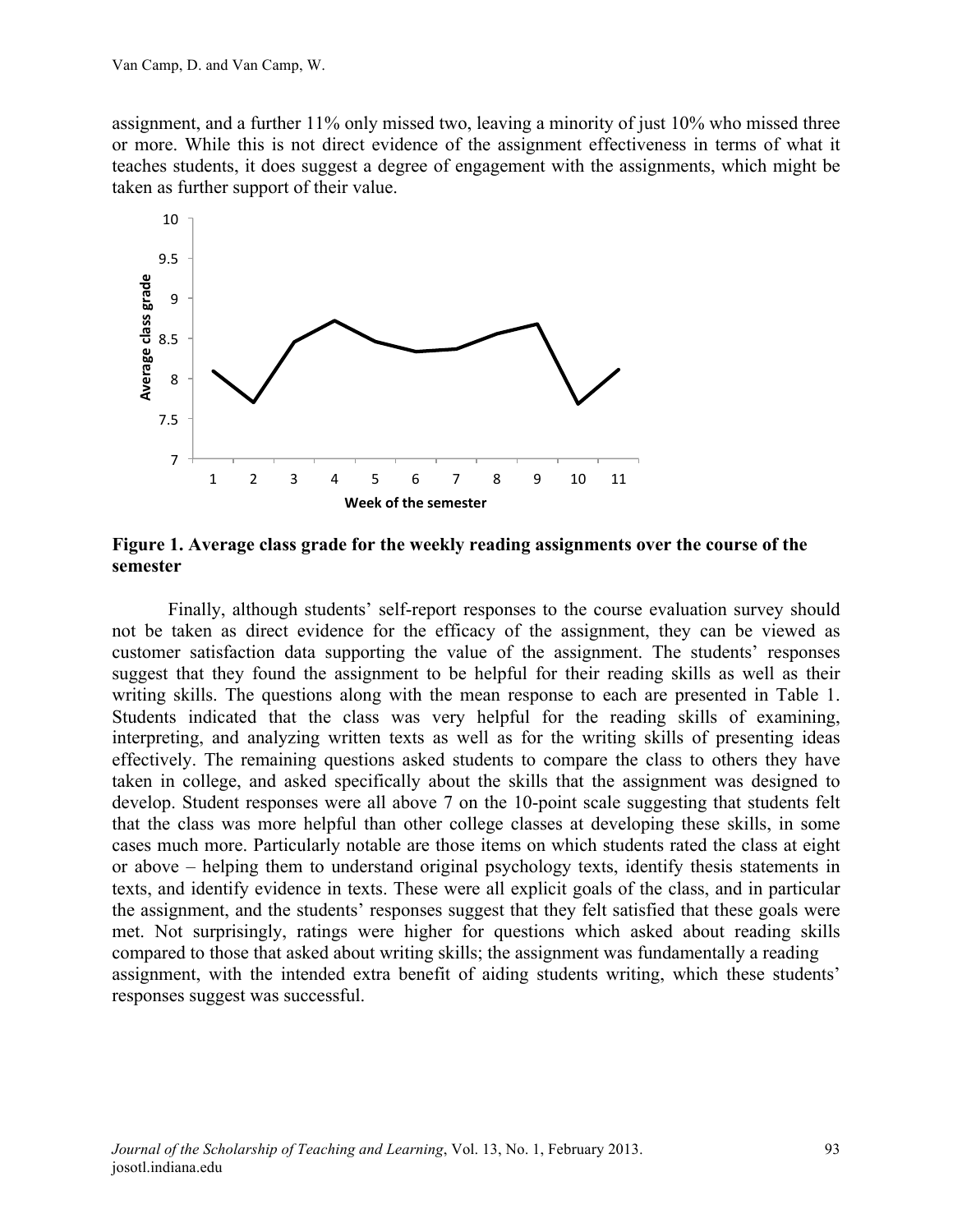assignment, and a further 11% only missed two, leaving a minority of just 10% who missed three or more. While this is not direct evidence of the assignment effectiveness in terms of what it teaches students, it does suggest a degree of engagement with the assignments, which might be taken as further support of their value.

**Figure 1. Average class grade for the weekly reading assignments over the course of the semester**

Finally, although students' self-report responses to the course evaluation survey should not be taken as direct evidence for the efficacy of the assignment, they can be viewed as customer satisfaction data supporting the value of the assignment. The students' responses suggest that they found the assignment to be helpful for their reading skills as well as their writing skills. The questions along with the mean response to each are presented in Table 1. Students indicated that the class was very helpful for the reading skills of examining, interpreting, and analyzing written texts as well as for the writing skills of presenting ideas effectively. The remaining questions asked students to compare the class to others they have taken in college, and asked specifically about the skills that the assignment was designed to develop. Student responses were all above 7 on the 10-point scale suggesting that students felt that the class was more helpful than other college classes at developing these skills, in some cases much more. Particularly notable are those items on which students rated the class at eight or above – helping them to understand original psychology texts, identify thesis statements in texts, and identify evidence in texts. These were all explicit goals of the class, and in particular the assignment, and the students' responses suggest that they felt satisfied that these goals were met. Not surprisingly, ratings were higher for questions which asked about reading skills compared to those that asked about writing skills; the assignment was fundamentally a reading assignment, with the intended extra benefit of aiding students writing, which these students' responses suggest was successful.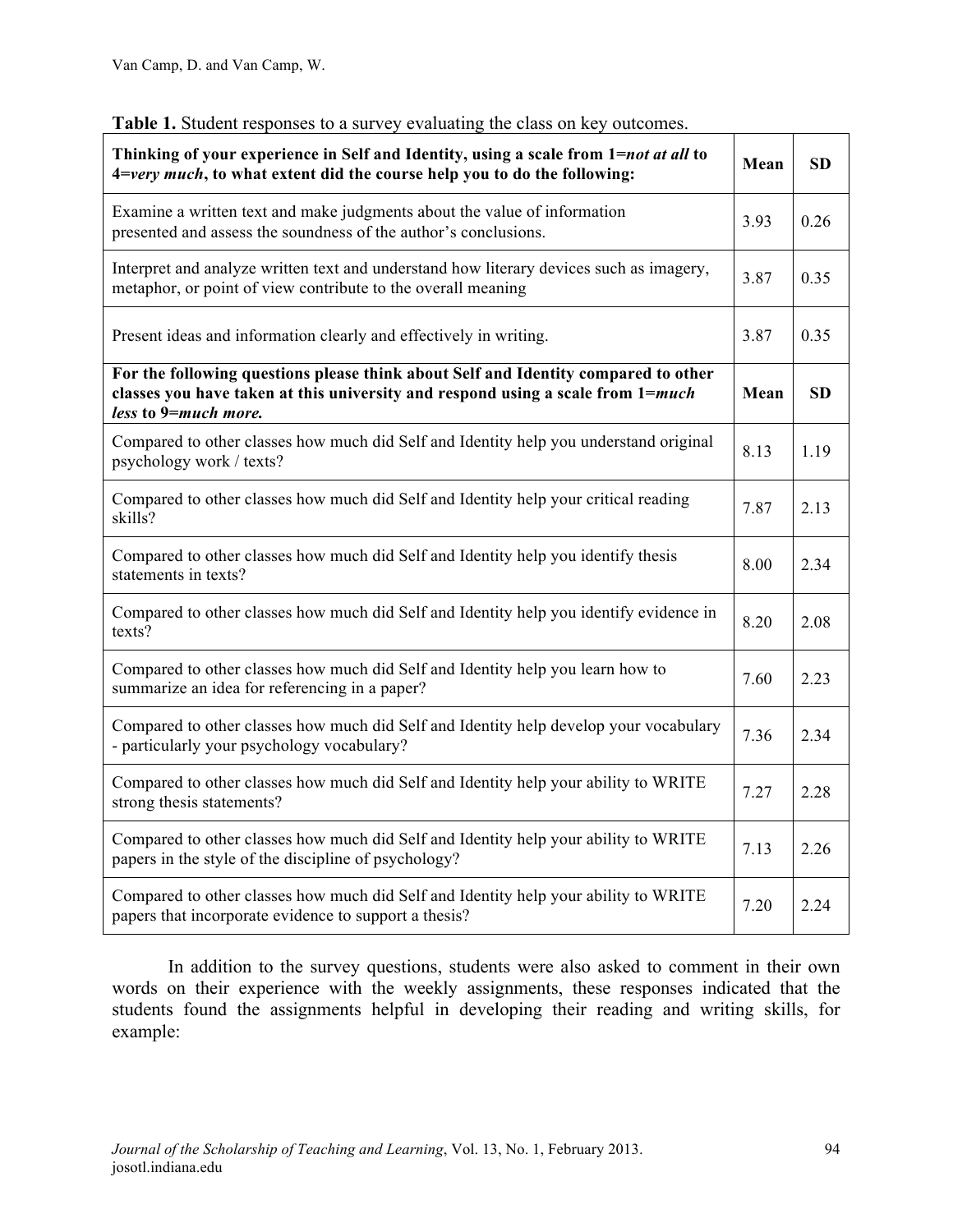**Table 1.** Student responses to a survey evaluating the class on key outcomes.

| **Thinking of your experience in Self and Identity, using a scale from 1=*not at all* to 4=*very much*, to what extent did the course help you to do the following:** | **Mean** | **SD** |
|---|---|---|
| Examine a written text and make judgments about the value of information presented and assess the soundness of the author's conclusions. | 3.93 | 0.26 |
| Interpret and analyze written text and understand how literary devices such as imagery, metaphor, or point of view contribute to the overall meaning | 3.87 | 0.35 |
| Present ideas and information clearly and effectively in writing. | 3.87 | 0.35 |
| **For the following questions please think about Self and Identity compared to other classes you have taken at this university and respond using a scale from 1=*much less* to 9=*much more.*** | **Mean** | **SD** |
| Compared to other classes how much did Self and Identity help you understand original psychology work / texts? | 8.13 | 1.19 |
| Compared to other classes how much did Self and Identity help your critical reading skills? | 7.87 | 2.13 |
| Compared to other classes how much did Self and Identity help you identify thesis statements in texts? | 8.00 | 2.34 |
| Compared to other classes how much did Self and Identity help you identify evidence in texts? | 8.20 | 2.08 |
| Compared to other classes how much did Self and Identity help you learn how to summarize an idea for referencing in a paper? | 7.60 | 2.23 |
| Compared to other classes how much did Self and Identity help develop your vocabulary - particularly your psychology vocabulary? | 7.36 | 2.34 |
| Compared to other classes how much did Self and Identity help your ability to WRITE strong thesis statements? | 7.27 | 2.28 |
| Compared to other classes how much did Self and Identity help your ability to WRITE papers in the style of the discipline of psychology? | 7.13 | 2.26 |
| Compared to other classes how much did Self and Identity help your ability to WRITE papers that incorporate evidence to support a thesis? | 7.20 | 2.24 |

In addition to the survey questions, students were also asked to comment in their own words on their experience with the weekly assignments, these responses indicated that the students found the assignments helpful in developing their reading and writing skills, for example: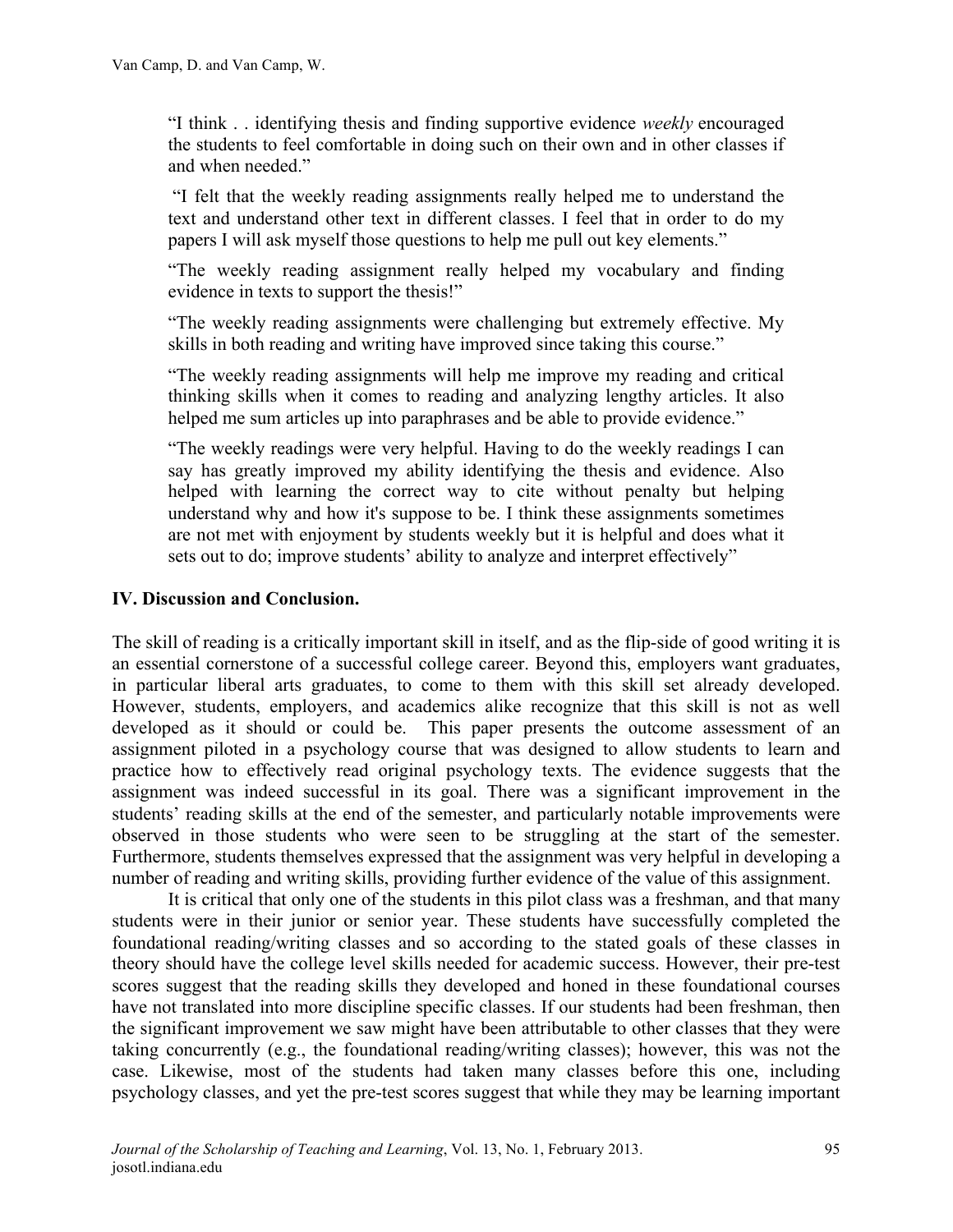> "I think . . identifying thesis and finding supportive evidence *weekly* encouraged the students to feel comfortable in doing such on their own and in other classes if and when needed."

> "I felt that the weekly reading assignments really helped me to understand the text and understand other text in different classes. I feel that in order to do my papers I will ask myself those questions to help me pull out key elements."

> "The weekly reading assignment really helped my vocabulary and finding evidence in texts to support the thesis!"

> "The weekly reading assignments were challenging but extremely effective. My skills in both reading and writing have improved since taking this course."

> "The weekly reading assignments will help me improve my reading and critical thinking skills when it comes to reading and analyzing lengthy articles. It also helped me sum articles up into paraphrases and be able to provide evidence."

> "The weekly readings were very helpful. Having to do the weekly readings I can say has greatly improved my ability identifying the thesis and evidence. Also helped with learning the correct way to cite without penalty but helping understand why and how it's suppose to be. I think these assignments sometimes are not met with enjoyment by students weekly but it is helpful and does what it sets out to do; improve students' ability to analyze and interpret effectively"

## IV. Discussion and Conclusion.

The skill of reading is a critically important skill in itself, and as the flip-side of good writing it is an essential cornerstone of a successful college career. Beyond this, employers want graduates, in particular liberal arts graduates, to come to them with this skill set already developed. However, students, employers, and academics alike recognize that this skill is not as well developed as it should or could be. This paper presents the outcome assessment of an assignment piloted in a psychology course that was designed to allow students to learn and practice how to effectively read original psychology texts. The evidence suggests that the assignment was indeed successful in its goal. There was a significant improvement in the students' reading skills at the end of the semester, and particularly notable improvements were observed in those students who were seen to be struggling at the start of the semester. Furthermore, students themselves expressed that the assignment was very helpful in developing a number of reading and writing skills, providing further evidence of the value of this assignment.

It is critical that only one of the students in this pilot class was a freshman, and that many students were in their junior or senior year. These students have successfully completed the foundational reading/writing classes and so according to the stated goals of these classes in theory should have the college level skills needed for academic success. However, their pre-test scores suggest that the reading skills they developed and honed in these foundational courses have not translated into more discipline specific classes. If our students had been freshman, then the significant improvement we saw might have been attributable to other classes that they were taking concurrently (e.g., the foundational reading/writing classes); however, this was not the case. Likewise, most of the students had taken many classes before this one, including psychology classes, and yet the pre-test scores suggest that while they may be learning important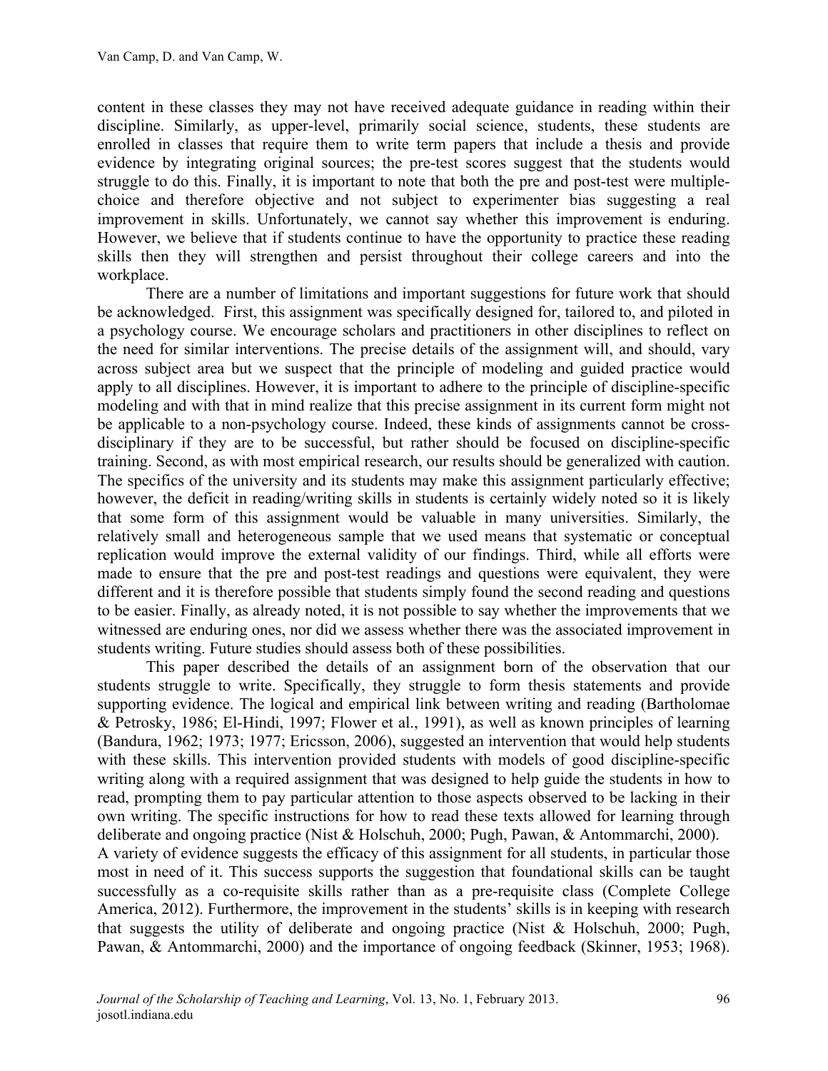content in these classes they may not have received adequate guidance in reading within their discipline. Similarly, as upper-level, primarily social science, students, these students are enrolled in classes that require them to write term papers that include a thesis and provide evidence by integrating original sources; the pre-test scores suggest that the students would struggle to do this. Finally, it is important to note that both the pre and post-test were multiple-choice and therefore objective and not subject to experimenter bias suggesting a real improvement in skills. Unfortunately, we cannot say whether this improvement is enduring. However, we believe that if students continue to have the opportunity to practice these reading skills then they will strengthen and persist throughout their college careers and into the workplace.

There are a number of limitations and important suggestions for future work that should be acknowledged. First, this assignment was specifically designed for, tailored to, and piloted in a psychology course. We encourage scholars and practitioners in other disciplines to reflect on the need for similar interventions. The precise details of the assignment will, and should, vary across subject area but we suspect that the principle of modeling and guided practice would apply to all disciplines. However, it is important to adhere to the principle of discipline-specific modeling and with that in mind realize that this precise assignment in its current form might not be applicable to a non-psychology course. Indeed, these kinds of assignments cannot be cross-disciplinary if they are to be successful, but rather should be focused on discipline-specific training. Second, as with most empirical research, our results should be generalized with caution. The specifics of the university and its students may make this assignment particularly effective; however, the deficit in reading/writing skills in students is certainly widely noted so it is likely that some form of this assignment would be valuable in many universities. Similarly, the relatively small and heterogeneous sample that we used means that systematic or conceptual replication would improve the external validity of our findings. Third, while all efforts were made to ensure that the pre and post-test readings and questions were equivalent, they were different and it is therefore possible that students simply found the second reading and questions to be easier. Finally, as already noted, it is not possible to say whether the improvements that we witnessed are enduring ones, nor did we assess whether there was the associated improvement in students writing. Future studies should assess both of these possibilities.

This paper described the details of an assignment born of the observation that our students struggle to write. Specifically, they struggle to form thesis statements and provide supporting evidence. The logical and empirical link between writing and reading (Bartholomae & Petrosky, 1986; El-Hindi, 1997; Flower et al., 1991), as well as known principles of learning (Bandura, 1962; 1973; 1977; Ericsson, 2006), suggested an intervention that would help students with these skills. This intervention provided students with models of good discipline-specific writing along with a required assignment that was designed to help guide the students in how to read, prompting them to pay particular attention to those aspects observed to be lacking in their own writing. The specific instructions for how to read these texts allowed for learning through deliberate and ongoing practice (Nist & Holschuh, 2000; Pugh, Pawan, & Antommarchi, 2000).
A variety of evidence suggests the efficacy of this assignment for all students, in particular those most in need of it. This success supports the suggestion that foundational skills can be taught successfully as a co-requisite skills rather than as a pre-requisite class (Complete College America, 2012). Furthermore, the improvement in the students' skills is in keeping with research that suggests the utility of deliberate and ongoing practice (Nist & Holschuh, 2000; Pugh, Pawan, & Antommarchi, 2000) and the importance of ongoing feedback (Skinner, 1953; 1968).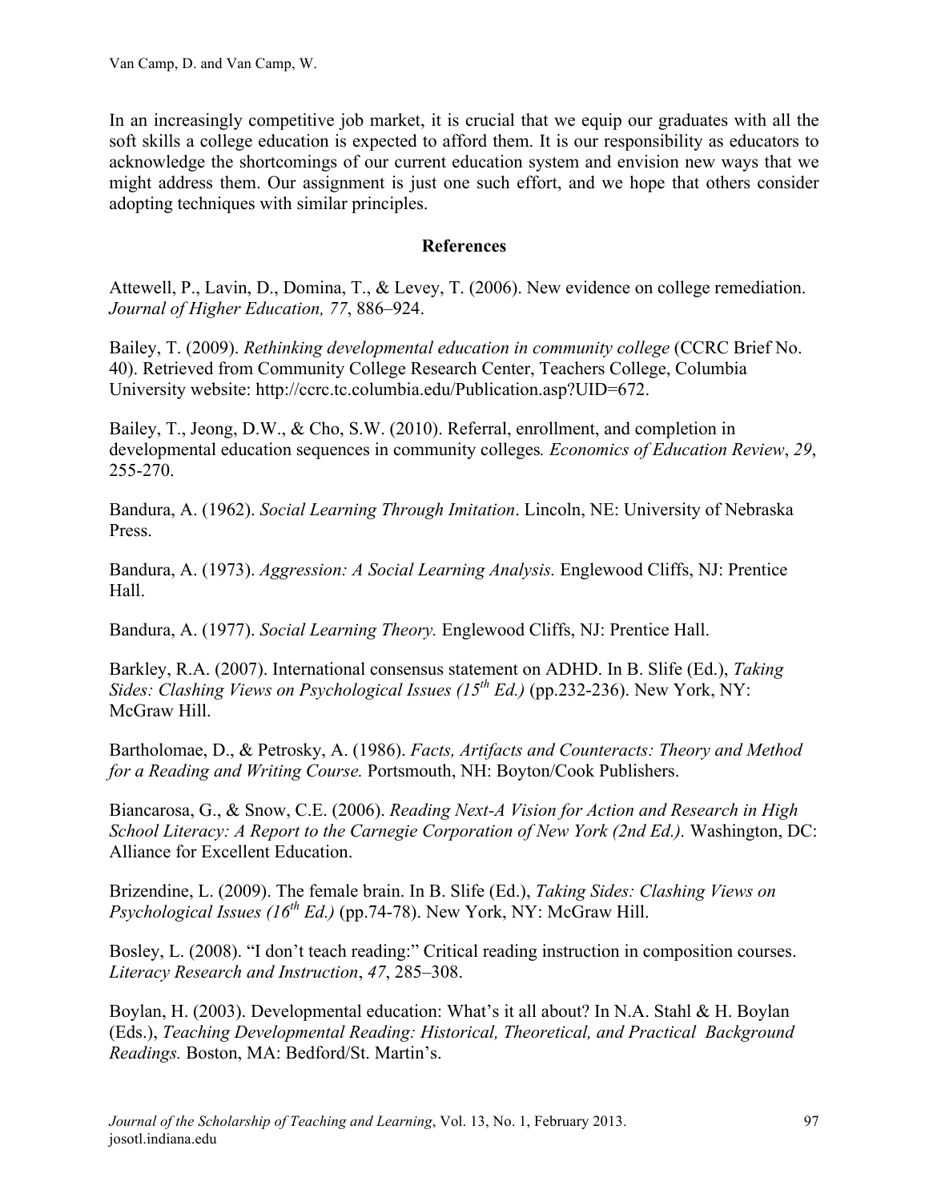In an increasingly competitive job market, it is crucial that we equip our graduates with all the soft skills a college education is expected to afford them. It is our responsibility as educators to acknowledge the shortcomings of our current education system and envision new ways that we might address them. Our assignment is just one such effort, and we hope that others consider adopting techniques with similar principles.

## References

Attewell, P., Lavin, D., Domina, T., & Levey, T. (2006). New evidence on college remediation. *Journal of Higher Education, 77*, 886–924.

Bailey, T. (2009). *Rethinking developmental education in community college* (CCRC Brief No. 40). Retrieved from Community College Research Center, Teachers College, Columbia University website: http://ccrc.tc.columbia.edu/Publication.asp?UID=672.

Bailey, T., Jeong, D.W., & Cho, S.W. (2010). Referral, enrollment, and completion in developmental education sequences in community colleges*. Economics of Education Review*, *29*, 255-270.

Bandura, A. (1962). *Social Learning Through Imitation*. Lincoln, NE: University of Nebraska Press.

Bandura, A. (1973). *Aggression: A Social Learning Analysis.* Englewood Cliffs, NJ: Prentice Hall.

Bandura, A. (1977). *Social Learning Theory.* Englewood Cliffs, NJ: Prentice Hall.

Barkley, R.A. (2007). International consensus statement on ADHD. In B. Slife (Ed.), *Taking Sides: Clashing Views on Psychological Issues (15th Ed.)* (pp.232-236). New York, NY: McGraw Hill.

Bartholomae, D., & Petrosky, A. (1986). *Facts, Artifacts and Counteracts: Theory and Method for a Reading and Writing Course.* Portsmouth, NH: Boyton/Cook Publishers.

Biancarosa, G., & Snow, C.E. (2006). *Reading Next-A Vision for Action and Research in High School Literacy: A Report to the Carnegie Corporation of New York (2nd Ed.).* Washington, DC: Alliance for Excellent Education.

Brizendine, L. (2009). The female brain. In B. Slife (Ed.), *Taking Sides: Clashing Views on Psychological Issues (16th Ed.)* (pp.74-78). New York, NY: McGraw Hill.

Bosley, L. (2008). "I don't teach reading:" Critical reading instruction in composition courses. *Literacy Research and Instruction*, *47*, 285–308.

Boylan, H. (2003). Developmental education: What's it all about? In N.A. Stahl & H. Boylan (Eds.), *Teaching Developmental Reading: Historical, Theoretical, and Practical Background Readings.* Boston, MA: Bedford/St. Martin's.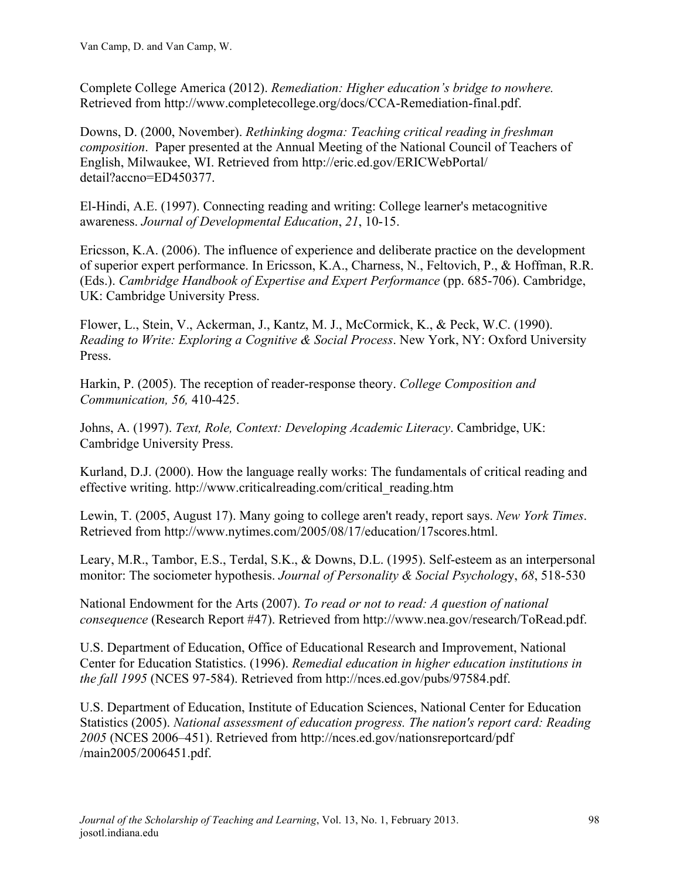Complete College America (2012). *Remediation: Higher education's bridge to nowhere.* Retrieved from http://www.completecollege.org/docs/CCA-Remediation-final.pdf.

Downs, D. (2000, November). *Rethinking dogma: Teaching critical reading in freshman composition*. Paper presented at the Annual Meeting of the National Council of Teachers of English, Milwaukee, WI. Retrieved from http://eric.ed.gov/ERICWebPortal/detail?accno=ED450377.

El-Hindi, A.E. (1997). Connecting reading and writing: College learner's metacognitive awareness. *Journal of Developmental Education*, *21*, 10-15.

Ericsson, K.A. (2006). The influence of experience and deliberate practice on the development of superior expert performance. In Ericsson, K.A., Charness, N., Feltovich, P., & Hoffman, R.R. (Eds.). *Cambridge Handbook of Expertise and Expert Performance* (pp. 685-706). Cambridge, UK: Cambridge University Press.

Flower, L., Stein, V., Ackerman, J., Kantz, M. J., McCormick, K., & Peck, W.C. (1990). *Reading to Write: Exploring a Cognitive & Social Process*. New York, NY: Oxford University Press.

Harkin, P. (2005). The reception of reader-response theory. *College Composition and Communication, 56,* 410-425.

Johns, A. (1997). *Text, Role, Context: Developing Academic Literacy*. Cambridge, UK: Cambridge University Press.

Kurland, D.J. (2000). How the language really works: The fundamentals of critical reading and effective writing. http://www.criticalreading.com/critical_reading.htm

Lewin, T. (2005, August 17). Many going to college aren't ready, report says. *New York Times*. Retrieved from http://www.nytimes.com/2005/08/17/education/17scores.html.

Leary, M.R., Tambor, E.S., Terdal, S.K., & Downs, D.L. (1995). Self-esteem as an interpersonal monitor: The sociometer hypothesis. *Journal of Personality & Social Psychology*, *68*, 518-530

National Endowment for the Arts (2007). *To read or not to read: A question of national consequence* (Research Report #47). Retrieved from http://www.nea.gov/research/ToRead.pdf.

U.S. Department of Education, Office of Educational Research and Improvement, National Center for Education Statistics. (1996). *Remedial education in higher education institutions in the fall 1995* (NCES 97-584). Retrieved from http://nces.ed.gov/pubs/97584.pdf.

U.S. Department of Education, Institute of Education Sciences, National Center for Education Statistics (2005). *National assessment of education progress. The nation's report card: Reading 2005* (NCES 2006–451). Retrieved from http://nces.ed.gov/nationsreportcard/pdf/main2005/2006451.pdf.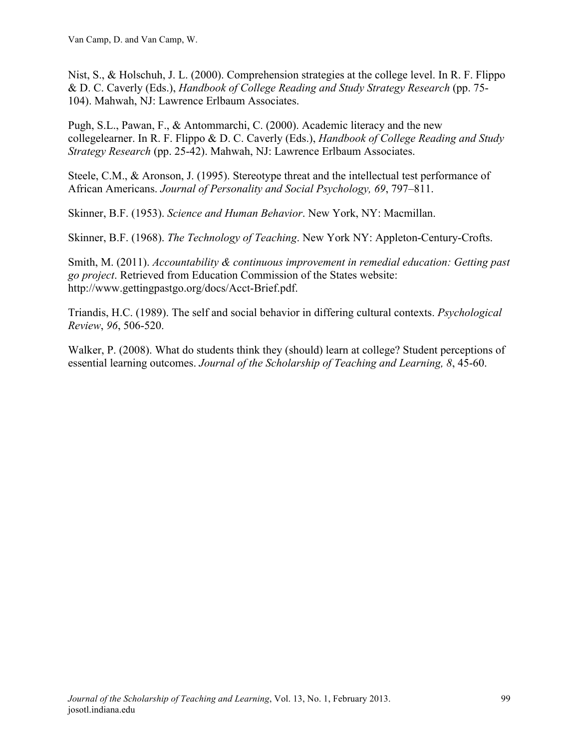Nist, S., & Holschuh, J. L. (2000). Comprehension strategies at the college level. In R. F. Flippo & D. C. Caverly (Eds.), *Handbook of College Reading and Study Strategy Research* (pp. 75-104). Mahwah, NJ: Lawrence Erlbaum Associates.

Pugh, S.L., Pawan, F., & Antommarchi, C. (2000). Academic literacy and the new collegelearner. In R. F. Flippo & D. C. Caverly (Eds.), *Handbook of College Reading and Study Strategy Research* (pp. 25-42). Mahwah, NJ: Lawrence Erlbaum Associates.

Steele, C.M., & Aronson, J. (1995). Stereotype threat and the intellectual test performance of African Americans. *Journal of Personality and Social Psychology, 69*, 797–811.

Skinner, B.F. (1953). *Science and Human Behavior*. New York, NY: Macmillan.

Skinner, B.F. (1968). *The Technology of Teaching*. New York NY: Appleton-Century-Crofts.

Smith, M. (2011). *Accountability & continuous improvement in remedial education: Getting past go project*. Retrieved from Education Commission of the States website: http://www.gettingpastgo.org/docs/Acct-Brief.pdf.

Triandis, H.C. (1989). The self and social behavior in differing cultural contexts. *Psychological Review*, *96*, 506-520.

Walker, P. (2008). What do students think they (should) learn at college? Student perceptions of essential learning outcomes. *Journal of the Scholarship of Teaching and Learning, 8*, 45-60.